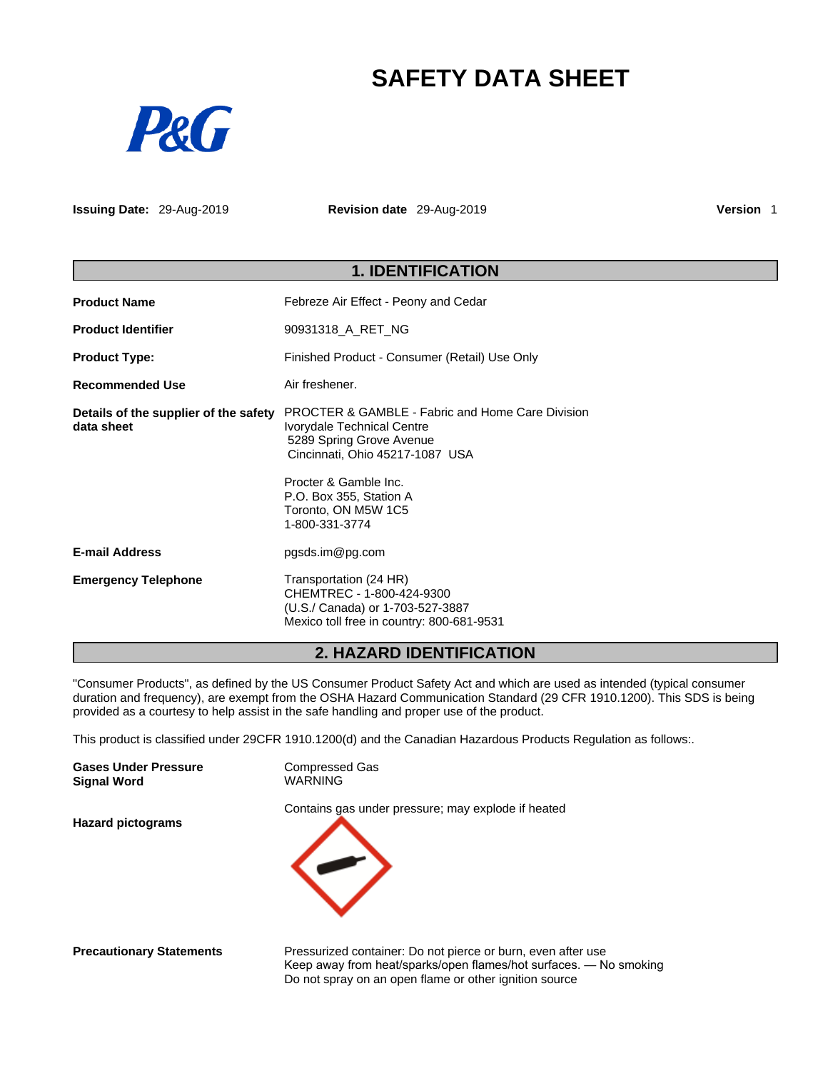# SAFETY DATA SHEET

**Issuing Date:** 29-Aug-2019 **Revision date** 29-Aug-2019 **Version** 1

## 1. IDENTIFICATION

**Product Name** Febreze Air Effect - Peony and Cedar

**Product Identifier** 90931318_A_RET_NG

**Product Type:** Finished Product - Consumer (Retail) Use Only

**Recommended Use** Air freshener.

**Details of the supplier of the safety data sheet**
PROCTER & GAMBLE - Fabric and Home Care Division
Ivorydale Technical Centre
5289 Spring Grove Avenue
Cincinnati, Ohio 45217-1087 USA

Procter & Gamble Inc.
P.O. Box 355, Station A
Toronto, ON M5W 1C5
1-800-331-3774

**E-mail Address** pgsds.im@pg.com

**Emergency Telephone**
Transportation (24 HR)
CHEMTREC - 1-800-424-9300
(U.S./ Canada) or 1-703-527-3887
Mexico toll free in country: 800-681-9531

## 2. HAZARD IDENTIFICATION

"Consumer Products", as defined by the US Consumer Product Safety Act and which are used as intended (typical consumer duration and frequency), are exempt from the OSHA Hazard Communication Standard (29 CFR 1910.1200). This SDS is being provided as a courtesy to help assist in the safe handling and proper use of the product.

This product is classified under 29CFR 1910.1200(d) and the Canadian Hazardous Products Regulation as follows:.

**Gases Under Pressure** Compressed Gas
**Signal Word** WARNING

Contains gas under pressure; may explode if heated

**Hazard pictograms**

**Precautionary Statements**
Pressurized container: Do not pierce or burn, even after use
Keep away from heat/sparks/open flames/hot surfaces. — No smoking
Do not spray on an open flame or other ignition source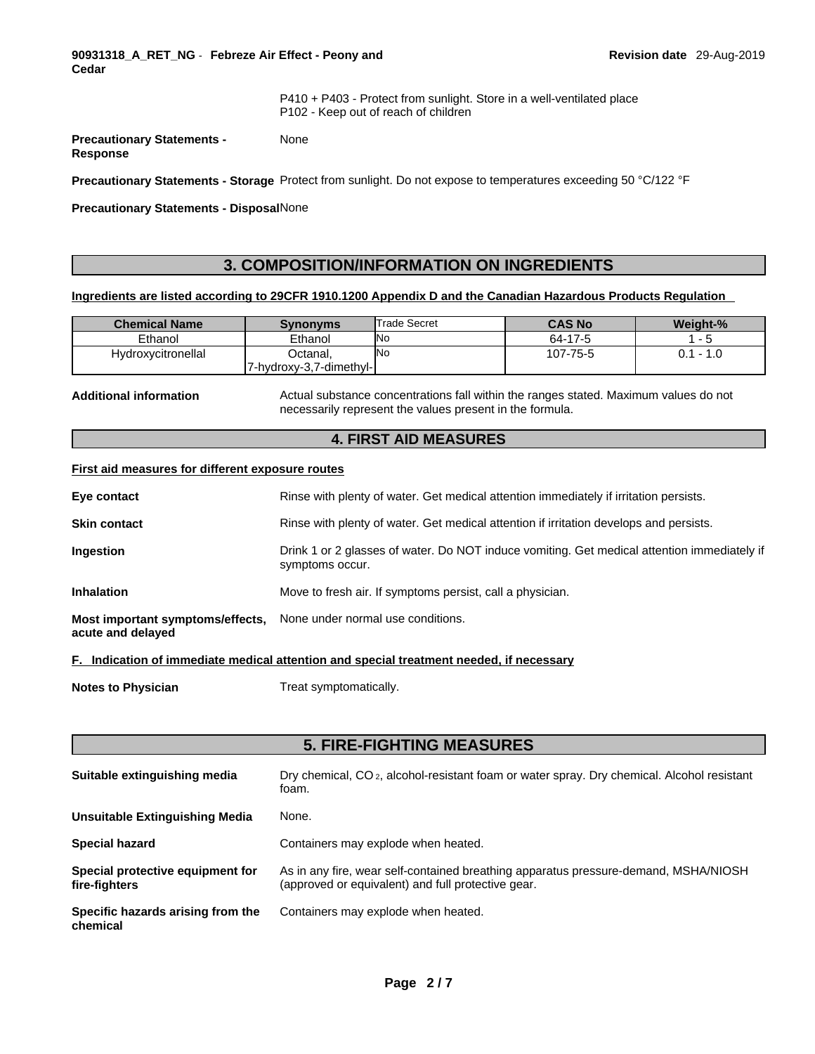P410 + P403 - Protect from sunlight. Store in a well-ventilated place
P102 - Keep out of reach of children

**Precautionary Statements - Response** None

**Precautionary Statements - Storage** Protect from sunlight. Do not expose to temperatures exceeding 50 °C/122 °F

**Precautionary Statements - Disposal** None

## 3. COMPOSITION/INFORMATION ON INGREDIENTS

**Ingredients are listed according to 29CFR 1910.1200 Appendix D and the Canadian Hazardous Products Regulation**

| Chemical Name | Synonyms | Trade Secret | CAS No | Weight-% |
|---|---|---|---|---|
| Ethanol | Ethanol | No | 64-17-5 | 1 - 5 |
| Hydroxycitronellal | Octanal, 7-hydroxy-3,7-dimethyl- | No | 107-75-5 | 0.1 - 1.0 |

**Additional information** Actual substance concentrations fall within the ranges stated. Maximum values do not necessarily represent the values present in the formula.

## 4. FIRST AID MEASURES

**First aid measures for different exposure routes**

**Eye contact** Rinse with plenty of water. Get medical attention immediately if irritation persists.

**Skin contact** Rinse with plenty of water. Get medical attention if irritation develops and persists.

**Ingestion** Drink 1 or 2 glasses of water. Do NOT induce vomiting. Get medical attention immediately if symptoms occur.

**Inhalation** Move to fresh air. If symptoms persist, call a physician.

**Most important symptoms/effects, acute and delayed** None under normal use conditions.

**F. Indication of immediate medical attention and special treatment needed, if necessary**

**Notes to Physician** Treat symptomatically.

## 5. FIRE-FIGHTING MEASURES

**Suitable extinguishing media** Dry chemical, $CO_2$, alcohol-resistant foam or water spray. Dry chemical. Alcohol resistant foam.

**Unsuitable Extinguishing Media** None.

**Special hazard** Containers may explode when heated.

**Special protective equipment for fire-fighters** As in any fire, wear self-contained breathing apparatus pressure-demand, MSHA/NIOSH (approved or equivalent) and full protective gear.

**Specific hazards arising from the chemical** Containers may explode when heated.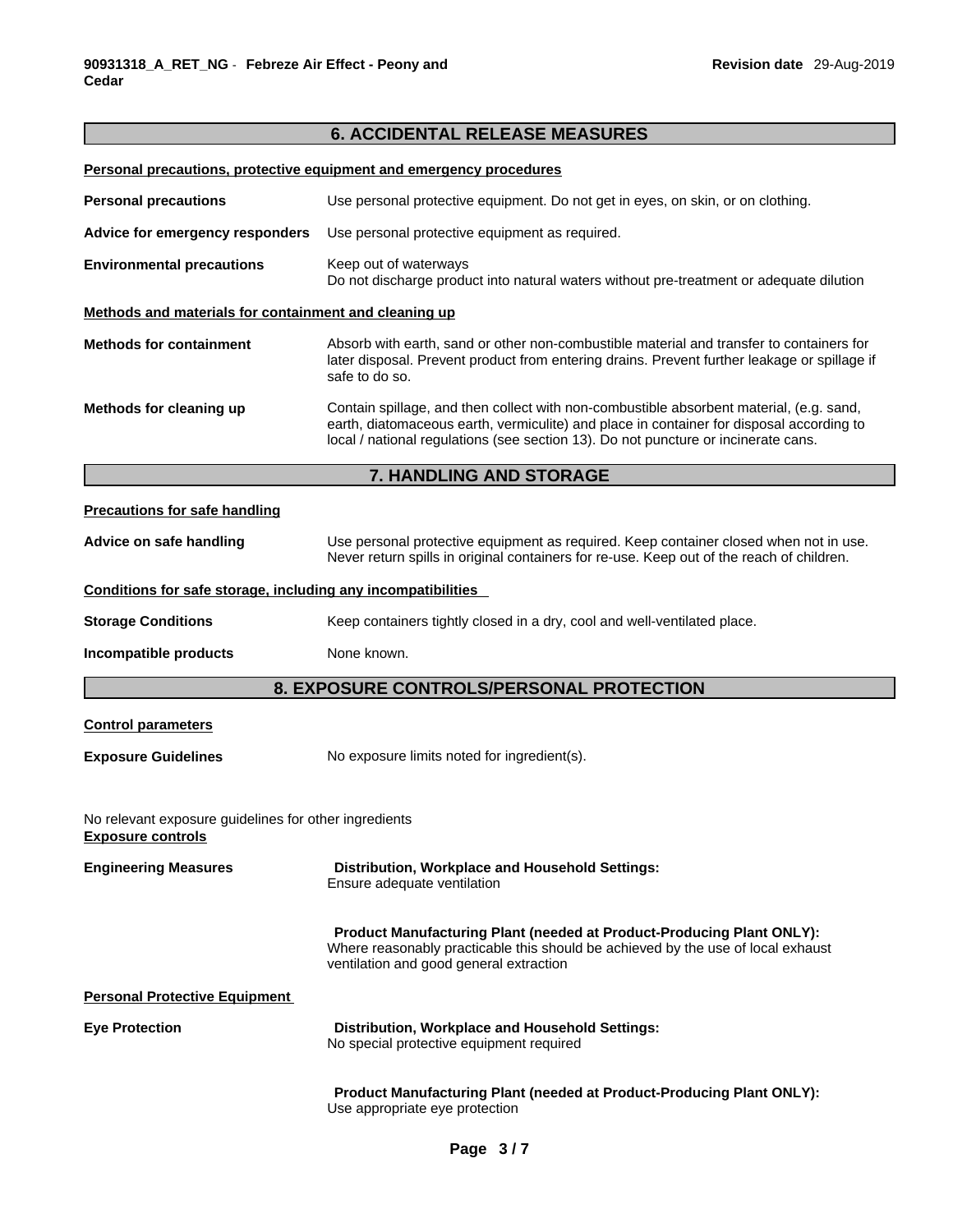## 6. ACCIDENTAL RELEASE MEASURES

**Personal precautions, protective equipment and emergency procedures**

**Personal precautions** Use personal protective equipment. Do not get in eyes, on skin, or on clothing.

**Advice for emergency responders** Use personal protective equipment as required.

**Environmental precautions** Keep out of waterways
Do not discharge product into natural waters without pre-treatment or adequate dilution

**Methods and materials for containment and cleaning up**

**Methods for containment** Absorb with earth, sand or other non-combustible material and transfer to containers for later disposal. Prevent product from entering drains. Prevent further leakage or spillage if safe to do so.

**Methods for cleaning up** Contain spillage, and then collect with non-combustible absorbent material, (e.g. sand, earth, diatomaceous earth, vermiculite) and place in container for disposal according to local / national regulations (see section 13). Do not puncture or incinerate cans.

## 7. HANDLING AND STORAGE

**Precautions for safe handling**

**Advice on safe handling** Use personal protective equipment as required. Keep container closed when not in use. Never return spills in original containers for re-use. Keep out of the reach of children.

**Conditions for safe storage, including any incompatibilities**

**Storage Conditions** Keep containers tightly closed in a dry, cool and well-ventilated place.

**Incompatible products** None known.

## 8. EXPOSURE CONTROLS/PERSONAL PROTECTION

**Control parameters**

**Exposure Guidelines** No exposure limits noted for ingredient(s).

No relevant exposure guidelines for other ingredients

**Exposure controls**

**Engineering Measures**

**Distribution, Workplace and Household Settings:**
Ensure adequate ventilation

**Product Manufacturing Plant (needed at Product-Producing Plant ONLY):**
Where reasonably practicable this should be achieved by the use of local exhaust ventilation and good general extraction

**Personal Protective Equipment**

**Eye Protection**

**Distribution, Workplace and Household Settings:**
No special protective equipment required

**Product Manufacturing Plant (needed at Product-Producing Plant ONLY):**
Use appropriate eye protection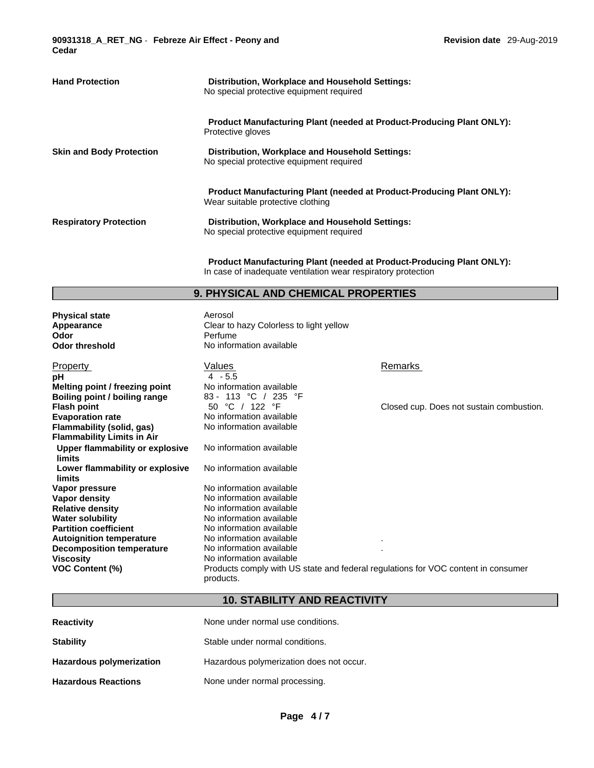| | |
|---|---|
| **Hand Protection** | **Distribution, Workplace and Household Settings:**<br>No special protective equipment required |
| | **Product Manufacturing Plant (needed at Product-Producing Plant ONLY):**<br>Protective gloves |
| **Skin and Body Protection** | **Distribution, Workplace and Household Settings:**<br>No special protective equipment required |
| | **Product Manufacturing Plant (needed at Product-Producing Plant ONLY):**<br>Wear suitable protective clothing |
| **Respiratory Protection** | **Distribution, Workplace and Household Settings:**<br>No special protective equipment required |
| | **Product Manufacturing Plant (needed at Product-Producing Plant ONLY):**<br>In case of inadequate ventilation wear respiratory protection |

## 9. PHYSICAL AND CHEMICAL PROPERTIES

**Physical state** Aerosol
**Appearance** Clear to hazy Colorless to light yellow
**Odor** Perfume
**Odor threshold** No information available

| Property | Values | Remarks |
|---|---|---|
| **pH** | 4 - 5.5 | |
| **Melting point / freezing point** | No information available | |
| **Boiling point / boiling range** | 83 - 113 °C / 235 °F | |
| **Flash point** | 50 °C / 122 °F | Closed cup. Does not sustain combustion. |
| **Evaporation rate** | No information available | |
| **Flammability (solid, gas)** | No information available | |
| **Flammability Limits in Air** | | |
| **Upper flammability or explosive limits** | No information available | |
| **Lower flammability or explosive limits** | No information available | |
| **Vapor pressure** | No information available | |
| **Vapor density** | No information available | |
| **Relative density** | No information available | |
| **Water solubility** | No information available | |
| **Partition coefficient** | No information available | |
| **Autoignition temperature** | No information available | . |
| **Decomposition temperature** | No information available | . |
| **Viscosity** | No information available | |
| **VOC Content (%)** | Products comply with US state and federal regulations for VOC content in consumer products. | |

## 10. STABILITY AND REACTIVITY

**Reactivity** None under normal use conditions.

**Stability** Stable under normal conditions.

**Hazardous polymerization** Hazardous polymerization does not occur.

**Hazardous Reactions** None under normal processing.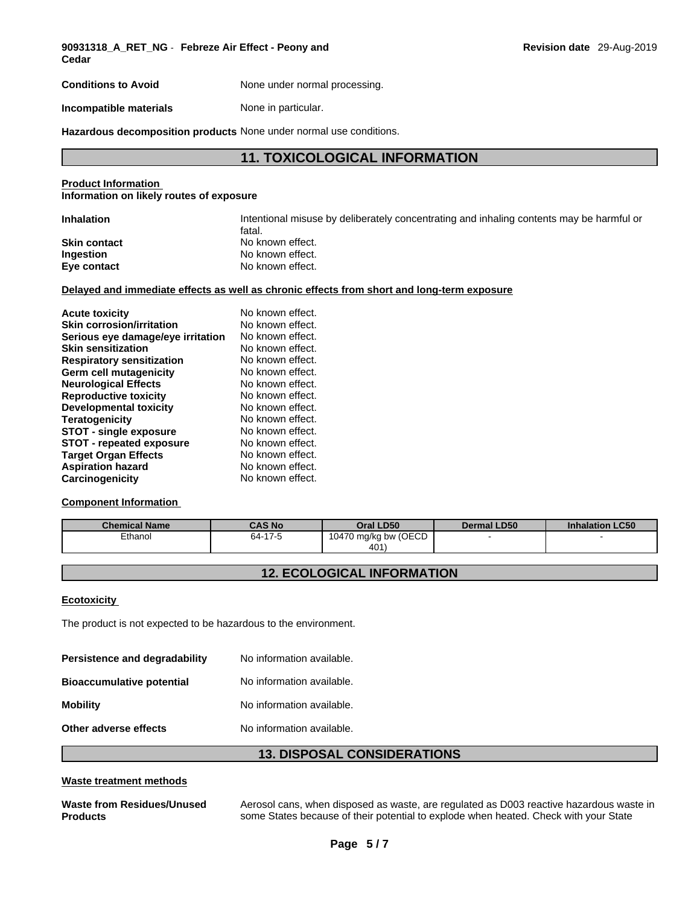**Conditions to Avoid** None under normal processing.

**Incompatible materials** None in particular.

**Hazardous decomposition products** None under normal use conditions.

## 11. TOXICOLOGICAL INFORMATION

**Product Information**
**Information on likely routes of exposure**

| | |
|---|---|
| **Inhalation** | Intentional misuse by deliberately concentrating and inhaling contents may be harmful or fatal. |
| **Skin contact** | No known effect. |
| **Ingestion** | No known effect. |
| **Eye contact** | No known effect. |

**Delayed and immediate effects as well as chronic effects from short and long-term exposure**

| | |
|---|---|
| **Acute toxicity** | No known effect. |
| **Skin corrosion/irritation** | No known effect. |
| **Serious eye damage/eye irritation** | No known effect. |
| **Skin sensitization** | No known effect. |
| **Respiratory sensitization** | No known effect. |
| **Germ cell mutagenicity** | No known effect. |
| **Neurological Effects** | No known effect. |
| **Reproductive toxicity** | No known effect. |
| **Developmental toxicity** | No known effect. |
| **Teratogenicity** | No known effect. |
| **STOT - single exposure** | No known effect. |
| **STOT - repeated exposure** | No known effect. |
| **Target Organ Effects** | No known effect. |
| **Aspiration hazard** | No known effect. |
| **Carcinogenicity** | No known effect. |

**Component Information**

| Chemical Name | CAS No | Oral LD50 | Dermal LD50 | Inhalation LC50 |
|---|---|---|---|---|
| Ethanol | 64-17-5 | 10470 mg/kg bw (OECD 401) | - | - |

## 12. ECOLOGICAL INFORMATION

**Ecotoxicity**

The product is not expected to be hazardous to the environment.

| | |
|---|---|
| **Persistence and degradability** | No information available. |
| **Bioaccumulative potential** | No information available. |
| **Mobility** | No information available. |
| **Other adverse effects** | No information available. |

## 13. DISPOSAL CONSIDERATIONS

**Waste treatment methods**

**Waste from Residues/Unused Products** Aerosol cans, when disposed as waste, are regulated as D003 reactive hazardous waste in some States because of their potential to explode when heated. Check with your State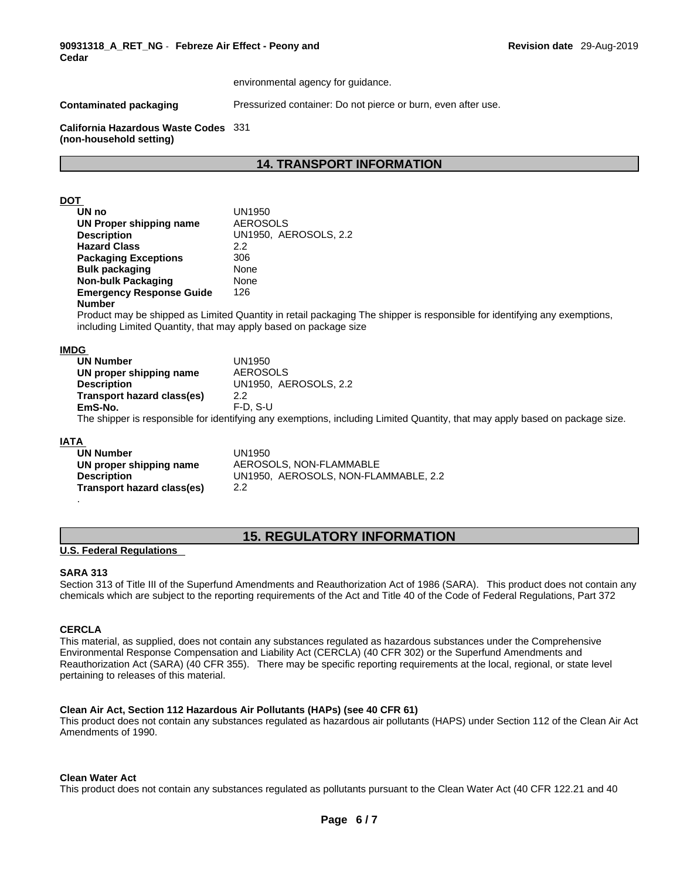environmental agency for guidance.

| | |
|---|---|
| **Contaminated packaging** | Pressurized container: Do not pierce or burn, even after use. |
| **California Hazardous Waste Codes (non-household setting)** | 331 |

## 14. TRANSPORT INFORMATION

**DOT**

| | |
|---|---|
| **UN no** | UN1950 |
| **UN Proper shipping name** | AEROSOLS |
| **Description** | UN1950, AEROSOLS, 2.2 |
| **Hazard Class** | 2.2 |
| **Packaging Exceptions** | 306 |
| **Bulk packaging** | None |
| **Non-bulk Packaging** | None |
| **Emergency Response Guide Number** | 126 |

Product may be shipped as Limited Quantity in retail packaging The shipper is responsible for identifying any exemptions, including Limited Quantity, that may apply based on package size

**IMDG**

| | |
|---|---|
| **UN Number** | UN1950 |
| **UN proper shipping name** | AEROSOLS |
| **Description** | UN1950, AEROSOLS, 2.2 |
| **Transport hazard class(es)** | 2.2 |
| **EmS-No.** | F-D, S-U |

The shipper is responsible for identifying any exemptions, including Limited Quantity, that may apply based on package size.

**IATA**

| | |
|---|---|
| **UN Number** | UN1950 |
| **UN proper shipping name** | AEROSOLS, NON-FLAMMABLE |
| **Description** | UN1950, AEROSOLS, NON-FLAMMABLE, 2.2 |
| **Transport hazard class(es)** | 2.2 |

.

## 15. REGULATORY INFORMATION

**U.S. Federal Regulations**

**SARA 313**

Section 313 of Title III of the Superfund Amendments and Reauthorization Act of 1986 (SARA). This product does not contain any chemicals which are subject to the reporting requirements of the Act and Title 40 of the Code of Federal Regulations, Part 372

**CERCLA**

This material, as supplied, does not contain any substances regulated as hazardous substances under the Comprehensive Environmental Response Compensation and Liability Act (CERCLA) (40 CFR 302) or the Superfund Amendments and Reauthorization Act (SARA) (40 CFR 355). There may be specific reporting requirements at the local, regional, or state level pertaining to releases of this material.

**Clean Air Act, Section 112 Hazardous Air Pollutants (HAPs) (see 40 CFR 61)**

This product does not contain any substances regulated as hazardous air pollutants (HAPS) under Section 112 of the Clean Air Act Amendments of 1990.

**Clean Water Act**

This product does not contain any substances regulated as pollutants pursuant to the Clean Water Act (40 CFR 122.21 and 40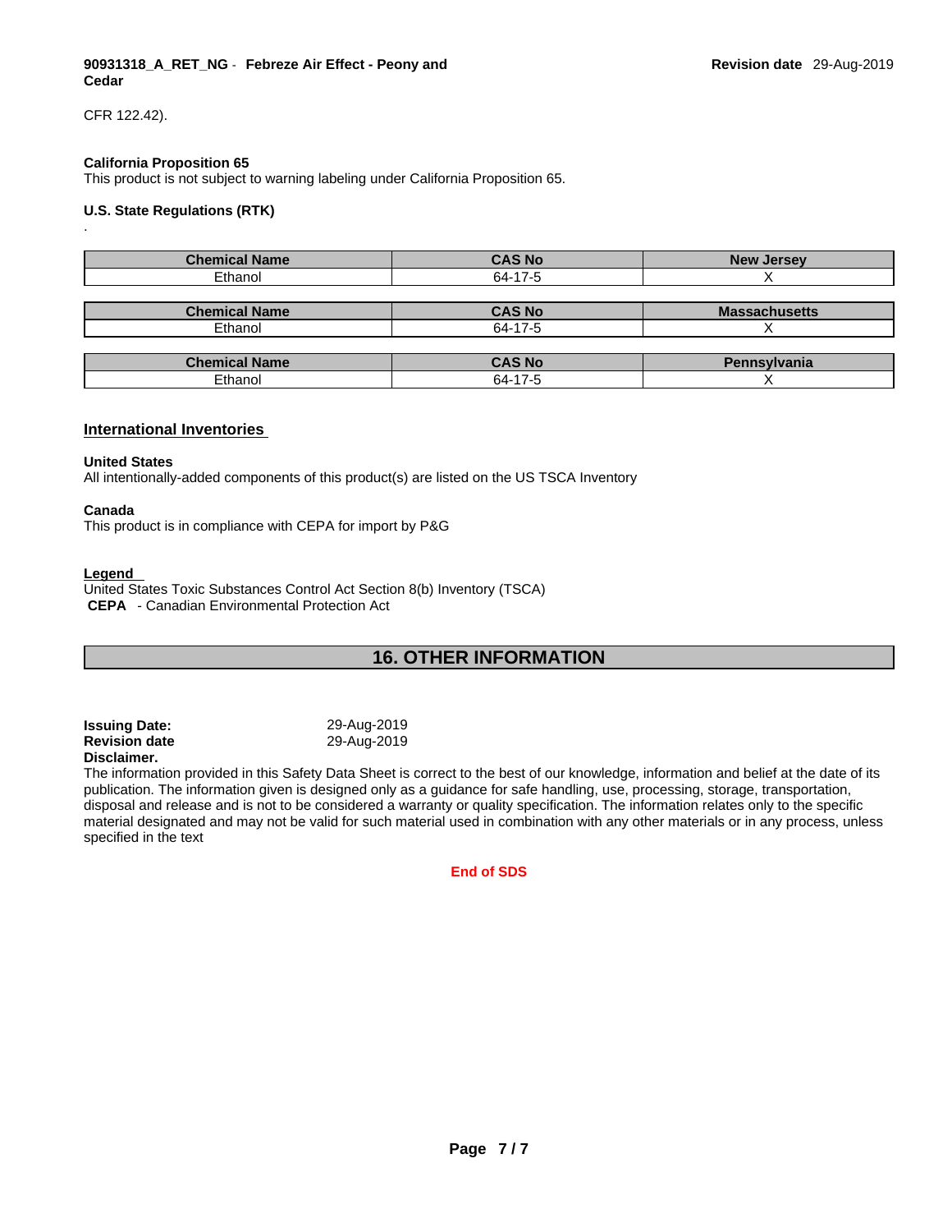CFR 122.42).

**California Proposition 65**
This product is not subject to warning labeling under California Proposition 65.

**U.S. State Regulations (RTK)**
.

| Chemical Name | CAS No | New Jersey |
| --- | --- | --- |
| Ethanol | 64-17-5 | X |

| Chemical Name | CAS No | Massachusetts |
| --- | --- | --- |
| Ethanol | 64-17-5 | X |

| Chemical Name | CAS No | Pennsylvania |
| --- | --- | --- |
| Ethanol | 64-17-5 | X |

## International Inventories

**United States**
All intentionally-added components of this product(s) are listed on the US TSCA Inventory

**Canada**
This product is in compliance with CEPA for import by P&G

**Legend**
United States Toxic Substances Control Act Section 8(b) Inventory (TSCA)
**CEPA** - Canadian Environmental Protection Act

## 16. OTHER INFORMATION

**Issuing Date:** 29-Aug-2019
**Revision date** 29-Aug-2019
**Disclaimer.**
The information provided in this Safety Data Sheet is correct to the best of our knowledge, information and belief at the date of its publication. The information given is designed only as a guidance for safe handling, use, processing, storage, transportation, disposal and release and is not to be considered a warranty or quality specification. The information relates only to the specific material designated and may not be valid for such material used in combination with any other materials or in any process, unless specified in the text

**End of SDS**